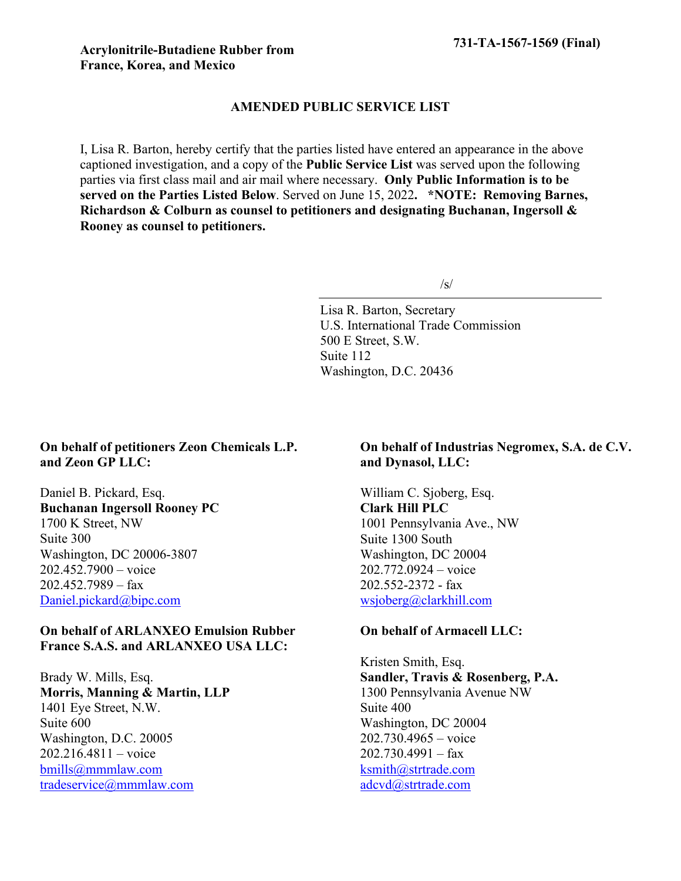**Acrylonitrile-Butadiene Rubber from France, Korea, and Mexico**

**731-TA-1567-1569 (Final)**

**AMENDED PUBLIC SERVICE LIST**

I, Lisa R. Barton, hereby certify that the parties listed have entered an appearance in the above captioned investigation, and a copy of the **Public Service List** was served upon the following parties via first class mail and air mail where necessary. **Only Public Information is to be served on the Parties Listed Below**. Served on June 15, 2022**. *NOTE: Removing Barnes, Richardson & Colburn as counsel to petitioners and designating Buchanan, Ingersoll & Rooney as counsel to petitioners.**

/s/

Lisa R. Barton, Secretary
U.S. International Trade Commission
500 E Street, S.W.
Suite 112
Washington, D.C. 20436

**On behalf of petitioners Zeon Chemicals L.P. and Zeon GP LLC:**

Daniel B. Pickard, Esq.
**Buchanan Ingersoll Rooney PC**
1700 K Street, NW
Suite 300
Washington, DC 20006-3807
202.452.7900 – voice
202.452.7989 – fax
Daniel.pickard@bipc.com

**On behalf of ARLANXEO Emulsion Rubber France S.A.S. and ARLANXEO USA LLC:**

Brady W. Mills, Esq.
**Morris, Manning & Martin, LLP**
1401 Eye Street, N.W.
Suite 600
Washington, D.C. 20005
202.216.4811 – voice
bmills@mmmlaw.com
tradeservice@mmmlaw.com

**On behalf of Industrias Negromex, S.A. de C.V. and Dynasol, LLC:**

William C. Sjoberg, Esq.
**Clark Hill PLC**
1001 Pennsylvania Ave., NW
Suite 1300 South
Washington, DC 20004
202.772.0924 – voice
202.552-2372 - fax
wsjoberg@clarkhill.com

**On behalf of Armacell LLC:**

Kristen Smith, Esq.
**Sandler, Travis & Rosenberg, P.A.**
1300 Pennsylvania Avenue NW
Suite 400
Washington, DC 20004
202.730.4965 – voice
202.730.4991 – fax
ksmith@strtrade.com
adcvd@strtrade.com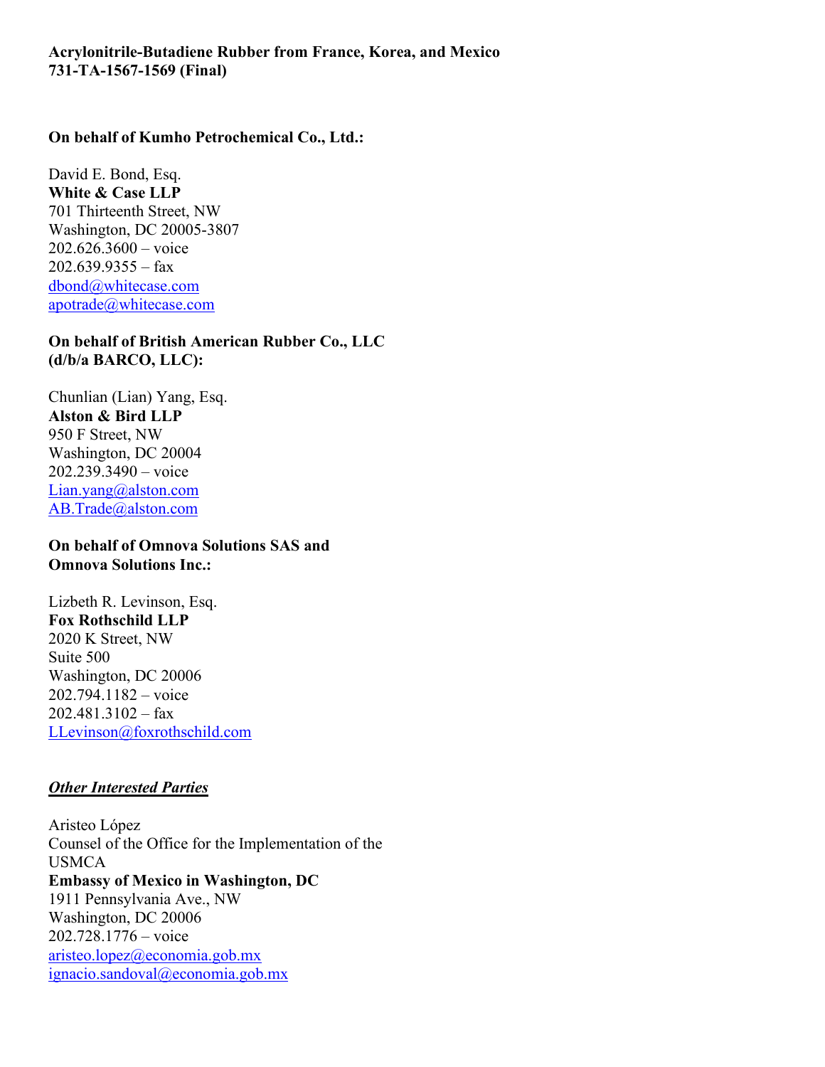**Acrylonitrile-Butadiene Rubber from France, Korea, and Mexico**
**731-TA-1567-1569 (Final)**

**On behalf of Kumho Petrochemical Co., Ltd.:**

David E. Bond, Esq.
**White & Case LLP**
701 Thirteenth Street, NW
Washington, DC 20005-3807
202.626.3600 – voice
202.639.9355 – fax
dbond@whitecase.com
apotrade@whitecase.com

**On behalf of British American Rubber Co., LLC (d/b/a BARCO, LLC):**

Chunlian (Lian) Yang, Esq.
**Alston & Bird LLP**
950 F Street, NW
Washington, DC 20004
202.239.3490 – voice
Lian.yang@alston.com
AB.Trade@alston.com

**On behalf of Omnova Solutions SAS and Omnova Solutions Inc.:**

Lizbeth R. Levinson, Esq.
**Fox Rothschild LLP**
2020 K Street, NW
Suite 500
Washington, DC 20006
202.794.1182 – voice
202.481.3102 – fax
LLevinson@foxrothschild.com

***Other Interested Parties***

Aristeo López
Counsel of the Office for the Implementation of the USMCA
**Embassy of Mexico in Washington, DC**
1911 Pennsylvania Ave., NW
Washington, DC 20006
202.728.1776 – voice
aristeo.lopez@economia.gob.mx
ignacio.sandoval@economia.gob.mx